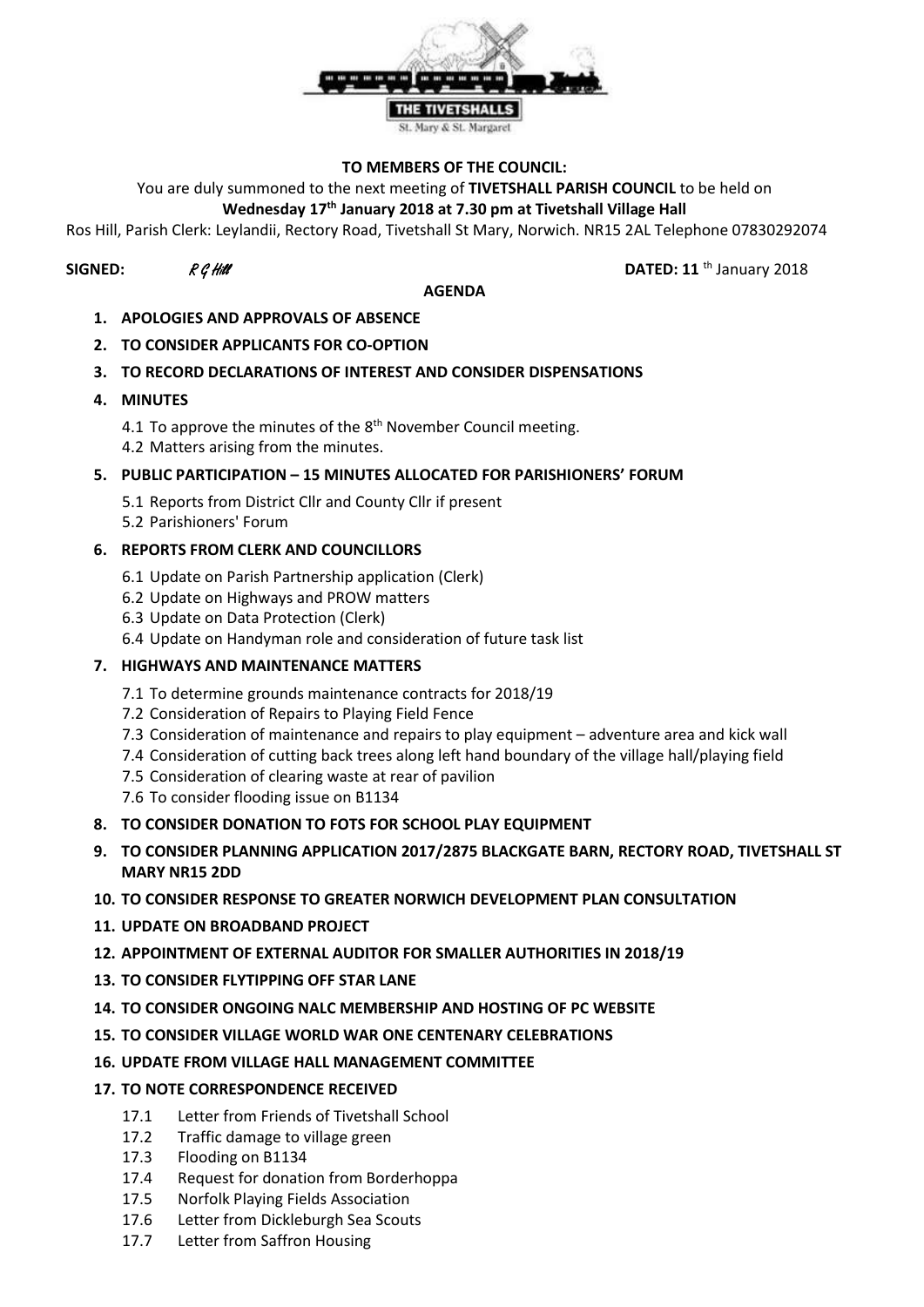THE TIVETSHALLS

St. Mary & St. Margaret

**TO MEMBERS OF THE COUNCIL:**

You are duly summoned to the next meeting of **TIVETSHALL PARISH COUNCIL** to be held on **Wednesday 17th January 2018 at 7.30 pm at Tivetshall Village Hall**

Ros Hill, Parish Clerk: Leylandii, Rectory Road, Tivetshall St Mary, Norwich. NR15 2AL Telephone 07830292074

**SIGNED:** *R G Hill* **DATED: 11** th January 2018

**AGENDA**

1. **APOLOGIES AND APPROVALS OF ABSENCE**
2. **TO CONSIDER APPLICANTS FOR CO-OPTION**
3. **TO RECORD DECLARATIONS OF INTEREST AND CONSIDER DISPENSATIONS**
4. **MINUTES**
   - 4.1 To approve the minutes of the 8th November Council meeting.
   - 4.2 Matters arising from the minutes.
5. **PUBLIC PARTICIPATION – 15 MINUTES ALLOCATED FOR PARISHIONERS' FORUM**
   - 5.1 Reports from District Cllr and County Cllr if present
   - 5.2 Parishioners' Forum
6. **REPORTS FROM CLERK AND COUNCILLORS**
   - 6.1 Update on Parish Partnership application (Clerk)
   - 6.2 Update on Highways and PROW matters
   - 6.3 Update on Data Protection (Clerk)
   - 6.4 Update on Handyman role and consideration of future task list
7. **HIGHWAYS AND MAINTENANCE MATTERS**
   - 7.1 To determine grounds maintenance contracts for 2018/19
   - 7.2 Consideration of Repairs to Playing Field Fence
   - 7.3 Consideration of maintenance and repairs to play equipment – adventure area and kick wall
   - 7.4 Consideration of cutting back trees along left hand boundary of the village hall/playing field
   - 7.5 Consideration of clearing waste at rear of pavilion
   - 7.6 To consider flooding issue on B1134
8. **TO CONSIDER DONATION TO FOTS FOR SCHOOL PLAY EQUIPMENT**
9. **TO CONSIDER PLANNING APPLICATION 2017/2875 BLACKGATE BARN, RECTORY ROAD, TIVETSHALL ST MARY NR15 2DD**
10. **TO CONSIDER RESPONSE TO GREATER NORWICH DEVELOPMENT PLAN CONSULTATION**
11. **UPDATE ON BROADBAND PROJECT**
12. **APPOINTMENT OF EXTERNAL AUDITOR FOR SMALLER AUTHORITIES IN 2018/19**
13. **TO CONSIDER FLYTIPPING OFF STAR LANE**
14. **TO CONSIDER ONGOING NALC MEMBERSHIP AND HOSTING OF PC WEBSITE**
15. **TO CONSIDER VILLAGE WORLD WAR ONE CENTENARY CELEBRATIONS**
16. **UPDATE FROM VILLAGE HALL MANAGEMENT COMMITTEE**
17. **TO NOTE CORRESPONDENCE RECEIVED**
   - 17.1 Letter from Friends of Tivetshall School
   - 17.2 Traffic damage to village green
   - 17.3 Flooding on B1134
   - 17.4 Request for donation from Borderhoppa
   - 17.5 Norfolk Playing Fields Association
   - 17.6 Letter from Dickleburgh Sea Scouts
   - 17.7 Letter from Saffron Housing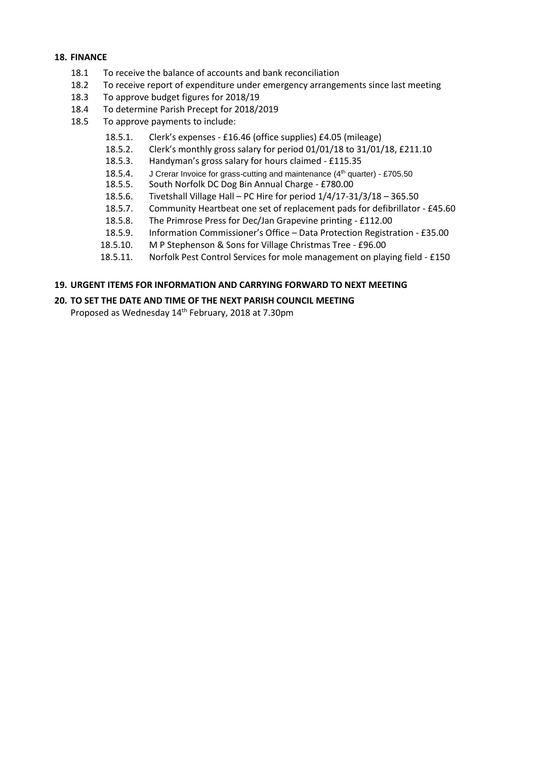**18. FINANCE**

18.1 To receive the balance of accounts and bank reconciliation

18.2 To receive report of expenditure under emergency arrangements since last meeting

18.3 To approve budget figures for 2018/19

18.4 To determine Parish Precept for 2018/2019

18.5 To approve payments to include:

- 18.5.1. Clerk's expenses - £16.46 (office supplies) £4.05 (mileage)
- 18.5.2. Clerk's monthly gross salary for period 01/01/18 to 31/01/18, £211.10
- 18.5.3. Handyman's gross salary for hours claimed - £115.35
- 18.5.4. J Crerar Invoice for grass-cutting and maintenance (4th quarter) - £705.50
- 18.5.5. South Norfolk DC Dog Bin Annual Charge - £780.00
- 18.5.6. Tivetshall Village Hall – PC Hire for period 1/4/17-31/3/18 – 365.50
- 18.5.7. Community Heartbeat one set of replacement pads for defibrillator - £45.60
- 18.5.8. The Primrose Press for Dec/Jan Grapevine printing - £112.00
- 18.5.9. Information Commissioner's Office – Data Protection Registration - £35.00
- 18.5.10. M P Stephenson & Sons for Village Christmas Tree - £96.00
- 18.5.11. Norfolk Pest Control Services for mole management on playing field - £150

**19. URGENT ITEMS FOR INFORMATION AND CARRYING FORWARD TO NEXT MEETING**

**20. TO SET THE DATE AND TIME OF THE NEXT PARISH COUNCIL MEETING**

Proposed as Wednesday 14th February, 2018 at 7.30pm